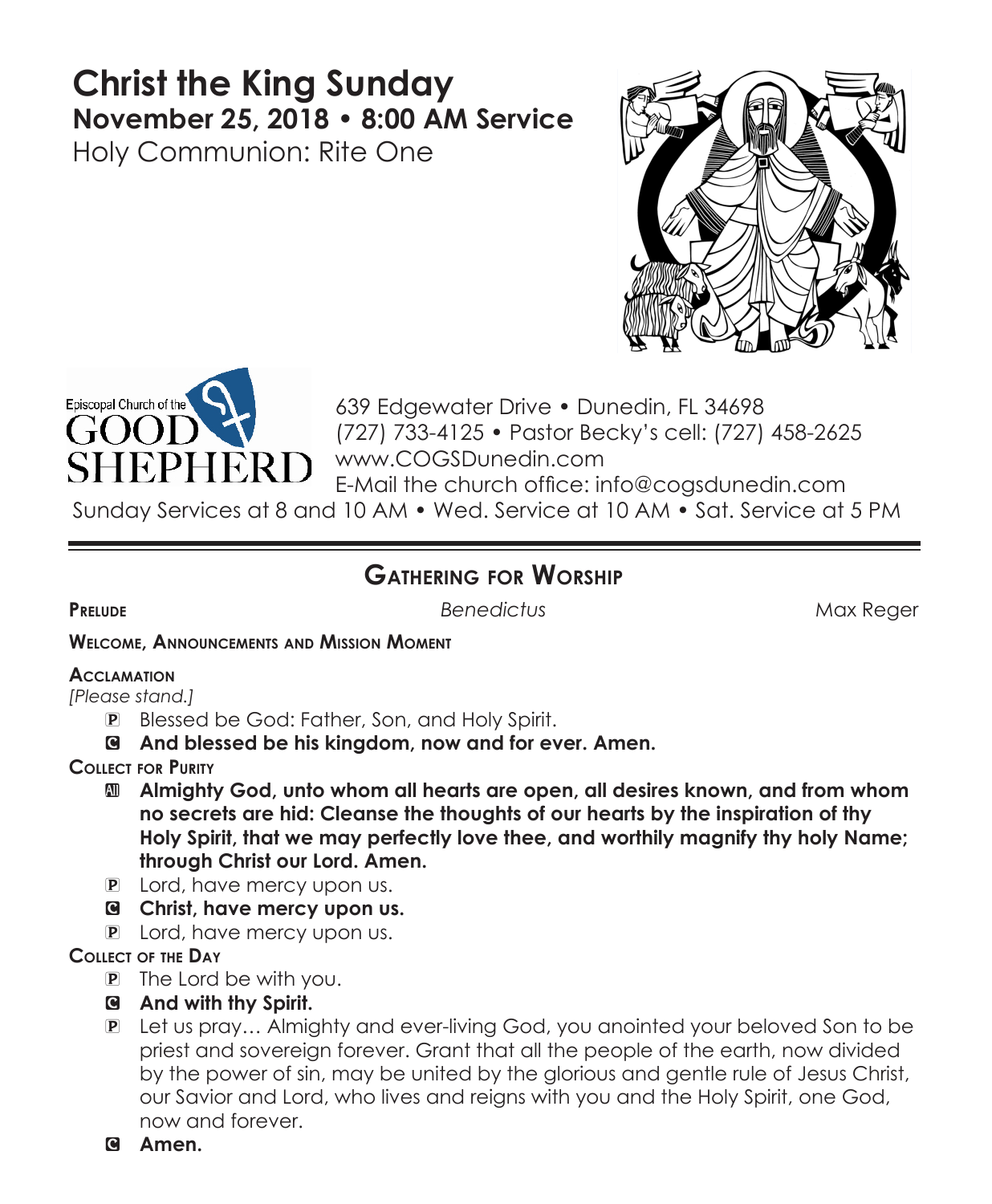# Christ the King Sunday

## November 25, 2018 • 8:00 AM Service

Holy Communion: Rite One

Episcopal Church of the GOOD SHEPHERD

639 Edgewater Drive • Dunedin, FL 34698
(727) 733-4125 • Pastor Becky's cell: (727) 458-2625
www.COGSDunedin.com
E-Mail the church office: info@cogsdunedin.com
Sunday Services at 8 and 10 AM • Wed. Service at 10 AM • Sat. Service at 5 PM

---

## Gathering for Worship

**Prelude** *Benedictus* Max Reger

**Welcome, Announcements and Mission Moment**

**Acclamation**
*[Please stand.]*

- P Blessed be God: Father, Son, and Holy Spirit.
- C **And blessed be his kingdom, now and for ever. Amen.**

**Collect for Purity**

- All **Almighty God, unto whom all hearts are open, all desires known, and from whom no secrets are hid: Cleanse the thoughts of our hearts by the inspiration of thy Holy Spirit, that we may perfectly love thee, and worthily magnify thy holy Name; through Christ our Lord. Amen.**
- P Lord, have mercy upon us.
- C **Christ, have mercy upon us.**
- P Lord, have mercy upon us.

**Collect of the Day**

- P The Lord be with you.
- C **And with thy Spirit.**
- P Let us pray… Almighty and ever-living God, you anointed your beloved Son to be priest and sovereign forever. Grant that all the people of the earth, now divided by the power of sin, may be united by the glorious and gentle rule of Jesus Christ, our Savior and Lord, who lives and reigns with you and the Holy Spirit, one God, now and forever.
- C **Amen.**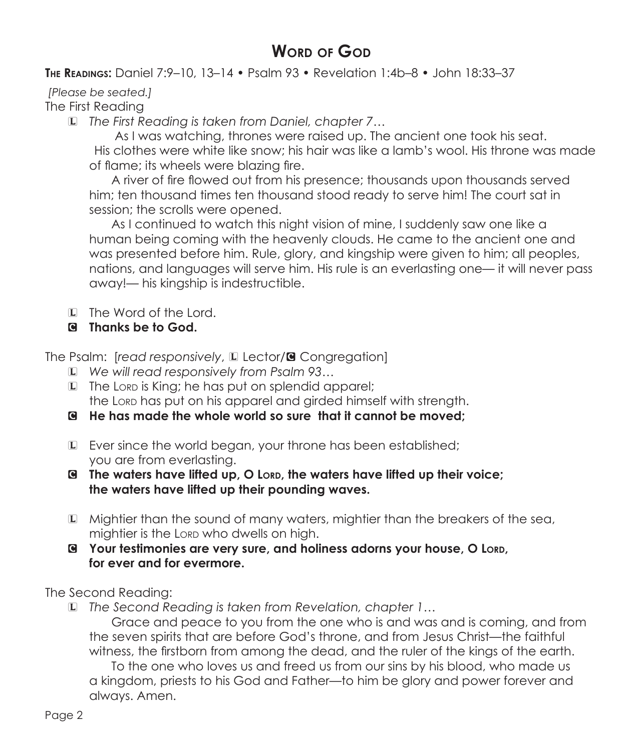# Word of God

**The Readings:** Daniel 7:9–10, 13–14 • Psalm 93 • Revelation 1:4b–8 • John 18:33–37

*[Please be seated.]*

The First Reading

L *The First Reading is taken from Daniel, chapter 7…*

As I was watching, thrones were raised up. The ancient one took his seat. His clothes were white like snow; his hair was like a lamb's wool. His throne was made of flame; its wheels were blazing fire.

A river of fire flowed out from his presence; thousands upon thousands served him; ten thousand times ten thousand stood ready to serve him! The court sat in session; the scrolls were opened.

As I continued to watch this night vision of mine, I suddenly saw one like a human being coming with the heavenly clouds. He came to the ancient one and was presented before him. Rule, glory, and kingship were given to him; all peoples, nations, and languages will serve him. His rule is an everlasting one— it will never pass away!— his kingship is indestructible.

L The Word of the Lord.

**C Thanks be to God.**

The Psalm: [*read responsively*, L Lector/C Congregation]

L *We will read responsively from Psalm 93…*

L The Lord is King; he has put on splendid apparel;
the Lord has put on his apparel and girded himself with strength.

**C He has made the whole world so sure that it cannot be moved;**

L Ever since the world began, your throne has been established;
you are from everlasting.

**C The waters have lifted up, O Lord, the waters have lifted up their voice;
the waters have lifted up their pounding waves.**

L Mightier than the sound of many waters, mightier than the breakers of the sea,
mightier is the Lord who dwells on high.

**C Your testimonies are very sure, and holiness adorns your house, O Lord,
for ever and for evermore.**

The Second Reading:

L *The Second Reading is taken from Revelation, chapter 1…*

Grace and peace to you from the one who is and was and is coming, and from the seven spirits that are before God's throne, and from Jesus Christ—the faithful witness, the firstborn from among the dead, and the ruler of the kings of the earth.

To the one who loves us and freed us from our sins by his blood, who made us a kingdom, priests to his God and Father—to him be glory and power forever and always. Amen.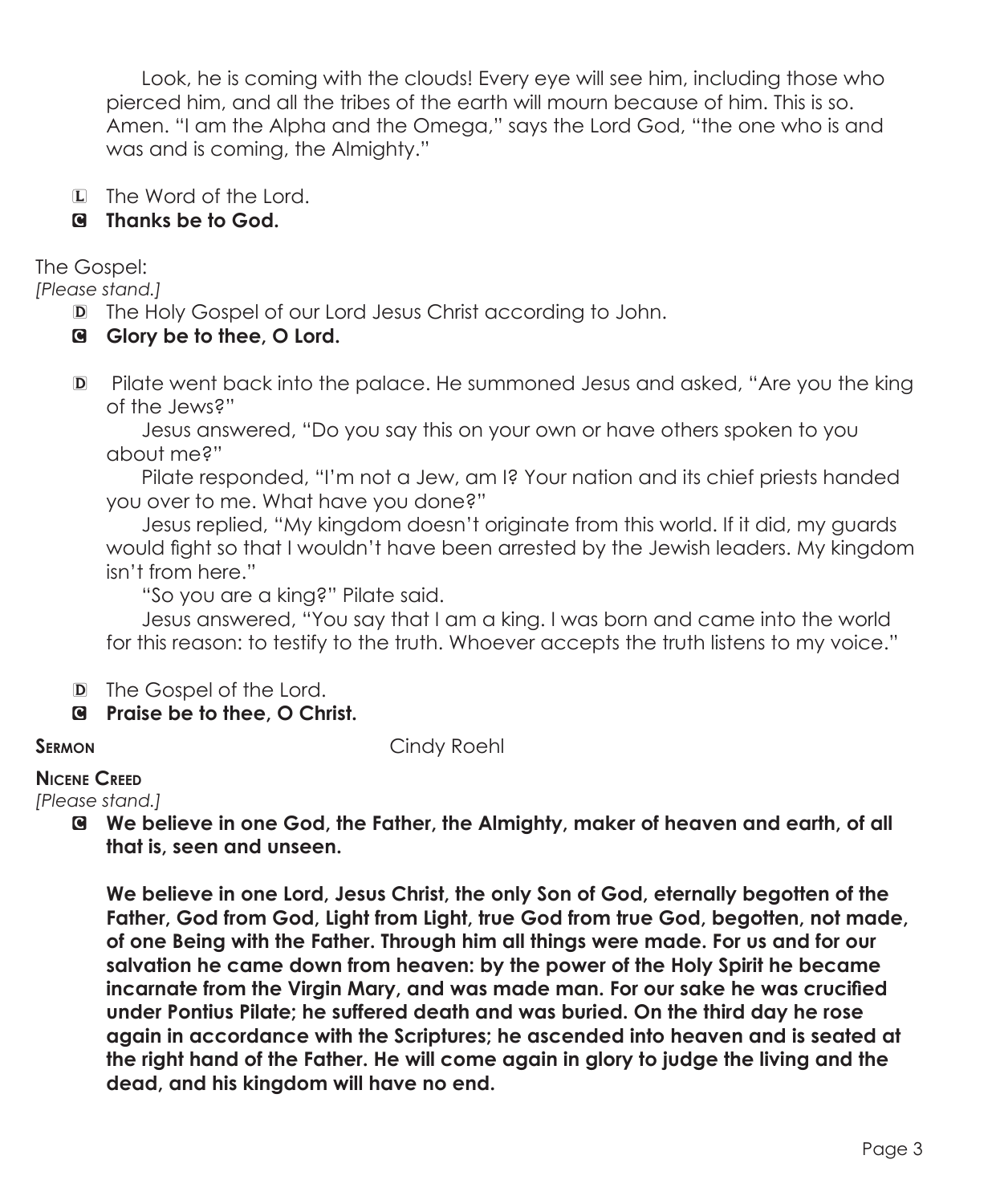Look, he is coming with the clouds! Every eye will see him, including those who pierced him, and all the tribes of the earth will mourn because of him. This is so. Amen. "I am the Alpha and the Omega," says the Lord God, "the one who is and was and is coming, the Almighty."

L The Word of the Lord.

C **Thanks be to God.**

The Gospel:

*[Please stand.]*

D The Holy Gospel of our Lord Jesus Christ according to John.

C **Glory be to thee, O Lord.**

D Pilate went back into the palace. He summoned Jesus and asked, "Are you the king of the Jews?"

Jesus answered, "Do you say this on your own or have others spoken to you about me?"

Pilate responded, "I'm not a Jew, am I? Your nation and its chief priests handed you over to me. What have you done?"

Jesus replied, "My kingdom doesn't originate from this world. If it did, my guards would fight so that I wouldn't have been arrested by the Jewish leaders. My kingdom isn't from here."

"So you are a king?" Pilate said.

Jesus answered, "You say that I am a king. I was born and came into the world for this reason: to testify to the truth. Whoever accepts the truth listens to my voice."

D The Gospel of the Lord.

C **Praise be to thee, O Christ.**

**Sermon** Cindy Roehl

**Nicene Creed**

*[Please stand.]*

C **We believe in one God, the Father, the Almighty, maker of heaven and earth, of all that is, seen and unseen.**

**We believe in one Lord, Jesus Christ, the only Son of God, eternally begotten of the Father, God from God, Light from Light, true God from true God, begotten, not made, of one Being with the Father. Through him all things were made. For us and for our salvation he came down from heaven: by the power of the Holy Spirit he became incarnate from the Virgin Mary, and was made man. For our sake he was crucified under Pontius Pilate; he suffered death and was buried. On the third day he rose again in accordance with the Scriptures; he ascended into heaven and is seated at the right hand of the Father. He will come again in glory to judge the living and the dead, and his kingdom will have no end.**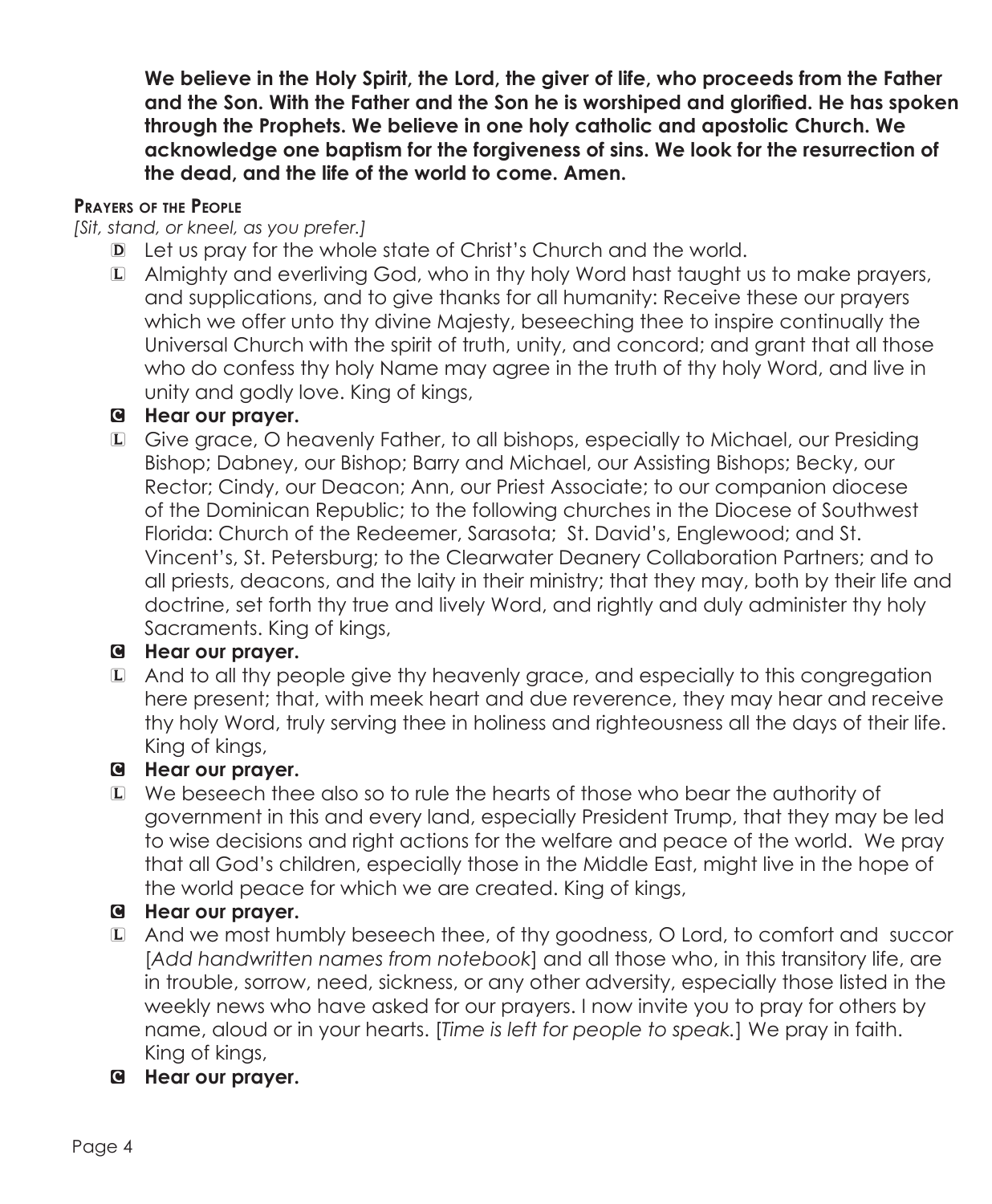**We believe in the Holy Spirit, the Lord, the giver of life, who proceeds from the Father and the Son. With the Father and the Son he is worshiped and glorified. He has spoken through the Prophets. We believe in one holy catholic and apostolic Church. We acknowledge one baptism for the forgiveness of sins. We look for the resurrection of the dead, and the life of the world to come. Amen.**

**Prayers of the People**

*[Sit, stand, or kneel, as you prefer.]*

D Let us pray for the whole state of Christ's Church and the world.

L Almighty and everliving God, who in thy holy Word hast taught us to make prayers, and supplications, and to give thanks for all humanity: Receive these our prayers which we offer unto thy divine Majesty, beseeching thee to inspire continually the Universal Church with the spirit of truth, unity, and concord; and grant that all those who do confess thy holy Name may agree in the truth of thy holy Word, and live in unity and godly love. King of kings,

C **Hear our prayer.**

L Give grace, O heavenly Father, to all bishops, especially to Michael, our Presiding Bishop; Dabney, our Bishop; Barry and Michael, our Assisting Bishops; Becky, our Rector; Cindy, our Deacon; Ann, our Priest Associate; to our companion diocese of the Dominican Republic; to the following churches in the Diocese of Southwest Florida: Church of the Redeemer, Sarasota; St. David's, Englewood; and St. Vincent's, St. Petersburg; to the Clearwater Deanery Collaboration Partners; and to all priests, deacons, and the laity in their ministry; that they may, both by their life and doctrine, set forth thy true and lively Word, and rightly and duly administer thy holy Sacraments. King of kings,

C **Hear our prayer.**

L And to all thy people give thy heavenly grace, and especially to this congregation here present; that, with meek heart and due reverence, they may hear and receive thy holy Word, truly serving thee in holiness and righteousness all the days of their life. King of kings,

C **Hear our prayer.**

L We beseech thee also so to rule the hearts of those who bear the authority of government in this and every land, especially President Trump, that they may be led to wise decisions and right actions for the welfare and peace of the world. We pray that all God's children, especially those in the Middle East, might live in the hope of the world peace for which we are created. King of kings,

C **Hear our prayer.**

L And we most humbly beseech thee, of thy goodness, O Lord, to comfort and succor [*Add handwritten names from notebook*] and all those who, in this transitory life, are in trouble, sorrow, need, sickness, or any other adversity, especially those listed in the weekly news who have asked for our prayers. I now invite you to pray for others by name, aloud or in your hearts. [*Time is left for people to speak.*] We pray in faith. King of kings,

C **Hear our prayer.**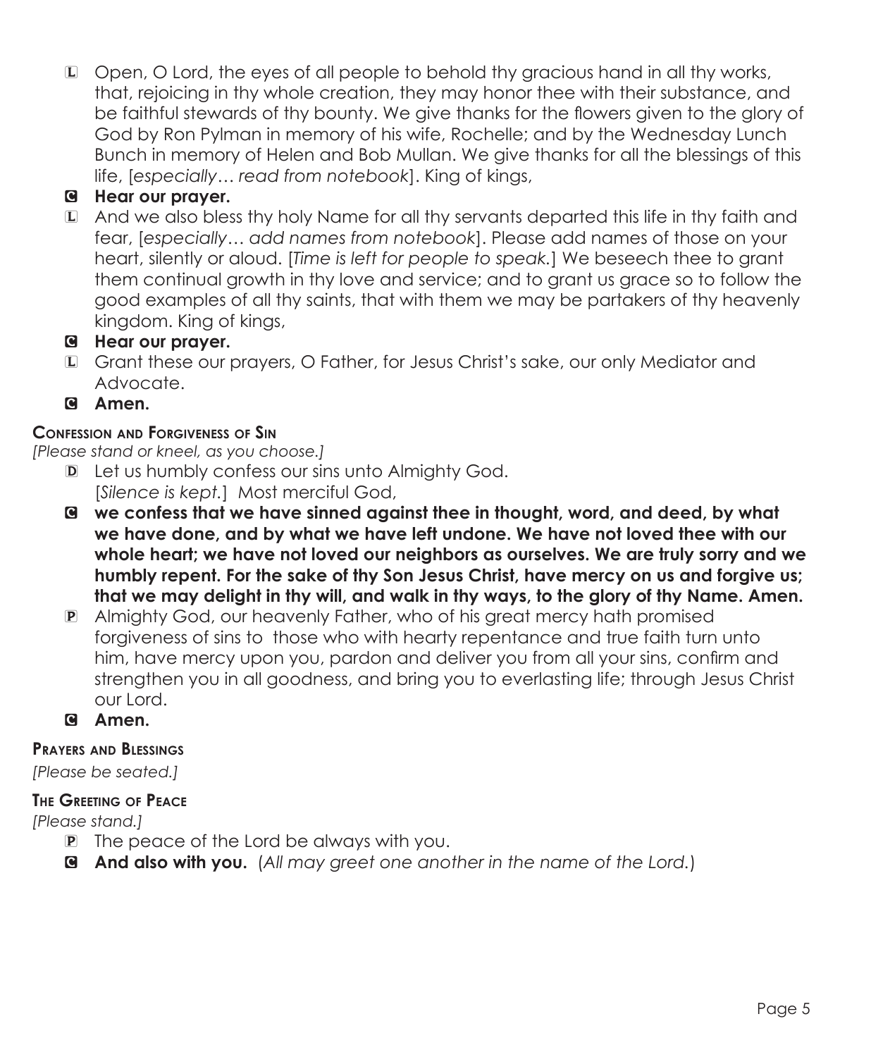L Open, O Lord, the eyes of all people to behold thy gracious hand in all thy works, that, rejoicing in thy whole creation, they may honor thee with their substance, and be faithful stewards of thy bounty. We give thanks for the flowers given to the glory of God by Ron Pylman in memory of his wife, Rochelle; and by the Wednesday Lunch Bunch in memory of Helen and Bob Mullan. We give thanks for all the blessings of this life, [*especially… read from notebook*]. King of kings,

C **Hear our prayer.**

L And we also bless thy holy Name for all thy servants departed this life in thy faith and fear, [*especially… add names from notebook*]. Please add names of those on your heart, silently or aloud. [*Time is left for people to speak.*] We beseech thee to grant them continual growth in thy love and service; and to grant us grace so to follow the good examples of all thy saints, that with them we may be partakers of thy heavenly kingdom. King of kings,

C **Hear our prayer.**

L Grant these our prayers, O Father, for Jesus Christ's sake, our only Mediator and Advocate.

C **Amen.**

### Confession and Forgiveness of Sin

*[Please stand or kneel, as you choose.]*

D Let us humbly confess our sins unto Almighty God.
[*Silence is kept.*] Most merciful God,

C **we confess that we have sinned against thee in thought, word, and deed, by what we have done, and by what we have left undone. We have not loved thee with our whole heart; we have not loved our neighbors as ourselves. We are truly sorry and we humbly repent. For the sake of thy Son Jesus Christ, have mercy on us and forgive us; that we may delight in thy will, and walk in thy ways, to the glory of thy Name. Amen.**

P Almighty God, our heavenly Father, who of his great mercy hath promised forgiveness of sins to those who with hearty repentance and true faith turn unto him, have mercy upon you, pardon and deliver you from all your sins, confirm and strengthen you in all goodness, and bring you to everlasting life; through Jesus Christ our Lord.

C **Amen.**

### Prayers and Blessings

*[Please be seated.]*

### The Greeting of Peace

*[Please stand.]*

P The peace of the Lord be always with you.

C **And also with you.** (*All may greet one another in the name of the Lord.*)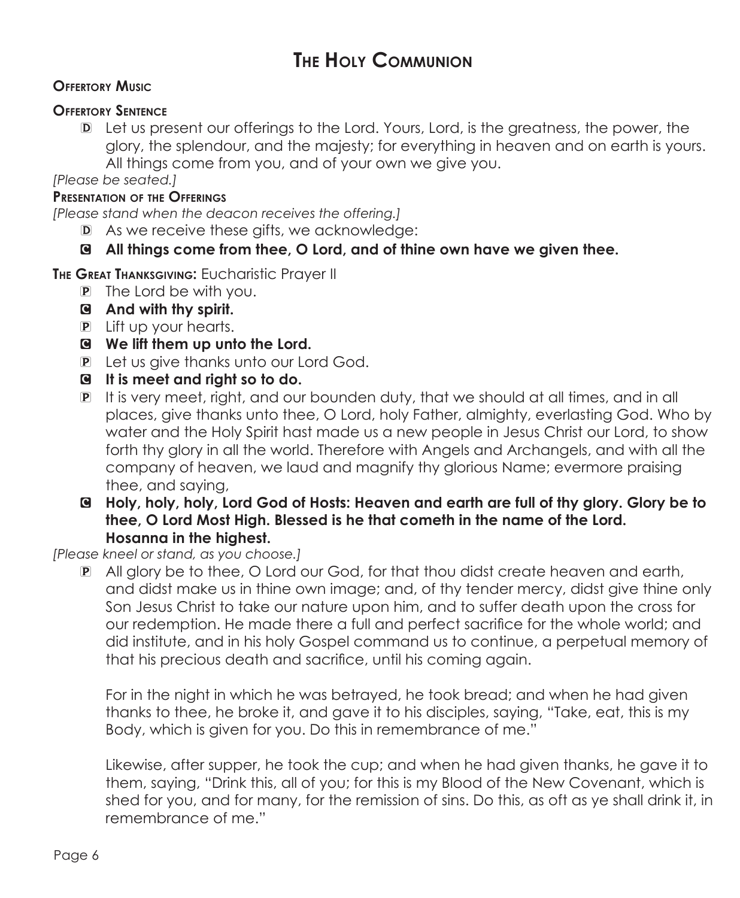# The Holy Communion

**Offertory Music**

**Offertory Sentence**

D Let us present our offerings to the Lord. Yours, Lord, is the greatness, the power, the glory, the splendour, and the majesty; for everything in heaven and on earth is yours. All things come from you, and of your own we give you.

*[Please be seated.]*

**Presentation of the Offerings**

*[Please stand when the deacon receives the offering.]*

D As we receive these gifts, we acknowledge:

**C All things come from thee, O Lord, and of thine own have we given thee.**

**The Great Thanksgiving:** Eucharistic Prayer II

P The Lord be with you.

**C And with thy spirit.**

P Lift up your hearts.

**C We lift them up unto the Lord.**

P Let us give thanks unto our Lord God.

**C It is meet and right so to do.**

P It is very meet, right, and our bounden duty, that we should at all times, and in all places, give thanks unto thee, O Lord, holy Father, almighty, everlasting God. Who by water and the Holy Spirit hast made us a new people in Jesus Christ our Lord, to show forth thy glory in all the world. Therefore with Angels and Archangels, and with all the company of heaven, we laud and magnify thy glorious Name; evermore praising thee, and saying,

**C Holy, holy, holy, Lord God of Hosts: Heaven and earth are full of thy glory. Glory be to thee, O Lord Most High. Blessed is he that cometh in the name of the Lord. Hosanna in the highest.**

*[Please kneel or stand, as you choose.]*

P All glory be to thee, O Lord our God, for that thou didst create heaven and earth, and didst make us in thine own image; and, of thy tender mercy, didst give thine only Son Jesus Christ to take our nature upon him, and to suffer death upon the cross for our redemption. He made there a full and perfect sacrifice for the whole world; and did institute, and in his holy Gospel command us to continue, a perpetual memory of that his precious death and sacrifice, until his coming again.

For in the night in which he was betrayed, he took bread; and when he had given thanks to thee, he broke it, and gave it to his disciples, saying, "Take, eat, this is my Body, which is given for you. Do this in remembrance of me."

Likewise, after supper, he took the cup; and when he had given thanks, he gave it to them, saying, "Drink this, all of you; for this is my Blood of the New Covenant, which is shed for you, and for many, for the remission of sins. Do this, as oft as ye shall drink it, in remembrance of me."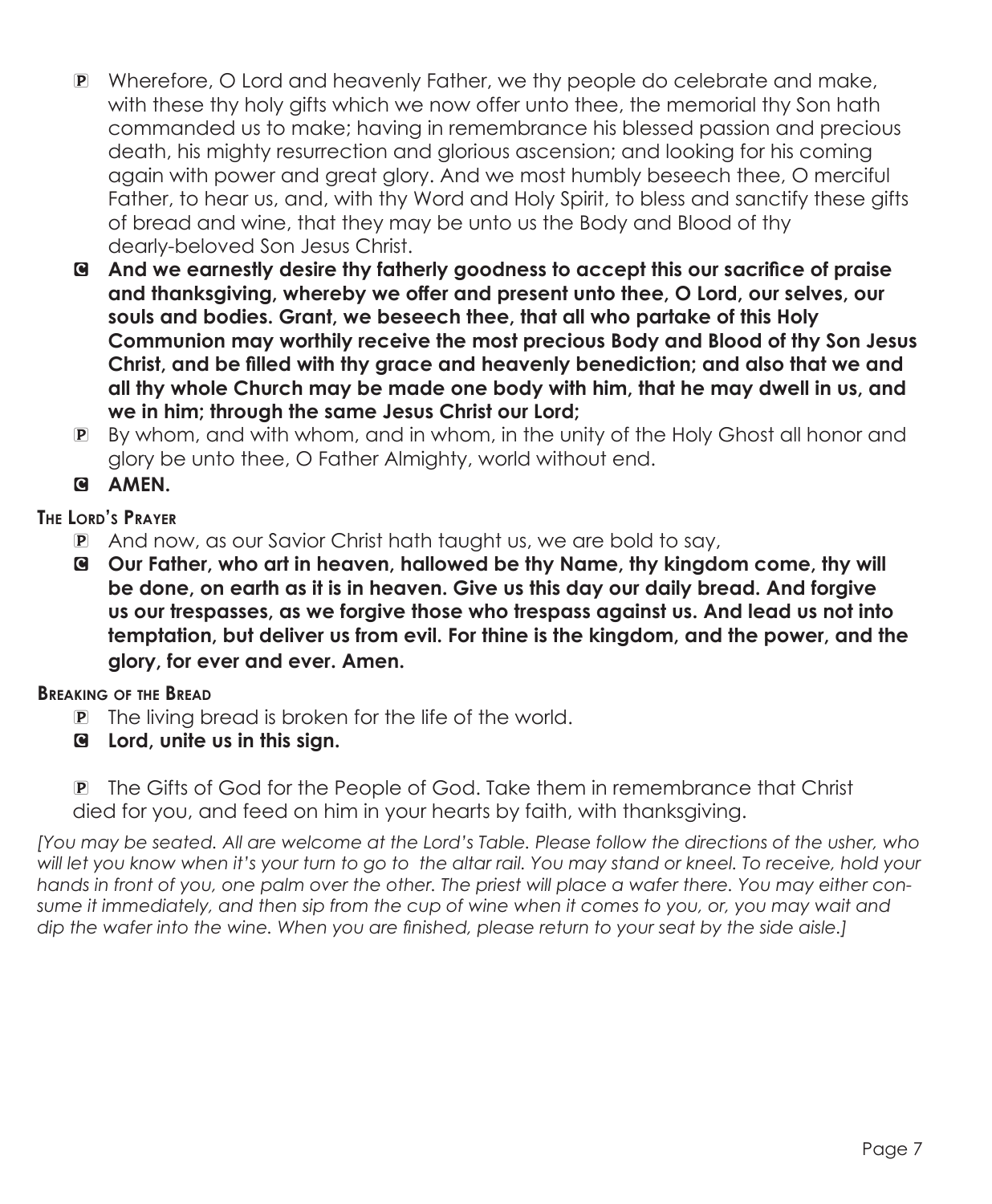P Wherefore, O Lord and heavenly Father, we thy people do celebrate and make, with these thy holy gifts which we now offer unto thee, the memorial thy Son hath commanded us to make; having in remembrance his blessed passion and precious death, his mighty resurrection and glorious ascension; and looking for his coming again with power and great glory. And we most humbly beseech thee, O merciful Father, to hear us, and, with thy Word and Holy Spirit, to bless and sanctify these gifts of bread and wine, that they may be unto us the Body and Blood of thy dearly-beloved Son Jesus Christ.

C **And we earnestly desire thy fatherly goodness to accept this our sacrifice of praise and thanksgiving, whereby we offer and present unto thee, O Lord, our selves, our souls and bodies. Grant, we beseech thee, that all who partake of this Holy Communion may worthily receive the most precious Body and Blood of thy Son Jesus Christ, and be filled with thy grace and heavenly benediction; and also that we and all thy whole Church may be made one body with him, that he may dwell in us, and we in him; through the same Jesus Christ our Lord;**

P By whom, and with whom, and in whom, in the unity of the Holy Ghost all honor and glory be unto thee, O Father Almighty, world without end.

C **AMEN.**

**The Lord's Prayer**

P And now, as our Savior Christ hath taught us, we are bold to say,

C **Our Father, who art in heaven, hallowed be thy Name, thy kingdom come, thy will be done, on earth as it is in heaven. Give us this day our daily bread. And forgive us our trespasses, as we forgive those who trespass against us. And lead us not into temptation, but deliver us from evil. For thine is the kingdom, and the power, and the glory, for ever and ever. Amen.**

**Breaking of the Bread**

P The living bread is broken for the life of the world.

C **Lord, unite us in this sign.**

P The Gifts of God for the People of God. Take them in remembrance that Christ died for you, and feed on him in your hearts by faith, with thanksgiving.

*[You may be seated. All are welcome at the Lord's Table. Please follow the directions of the usher, who will let you know when it's your turn to go to the altar rail. You may stand or kneel. To receive, hold your hands in front of you, one palm over the other. The priest will place a wafer there. You may either consume it immediately, and then sip from the cup of wine when it comes to you, or, you may wait and dip the wafer into the wine. When you are finished, please return to your seat by the side aisle.]*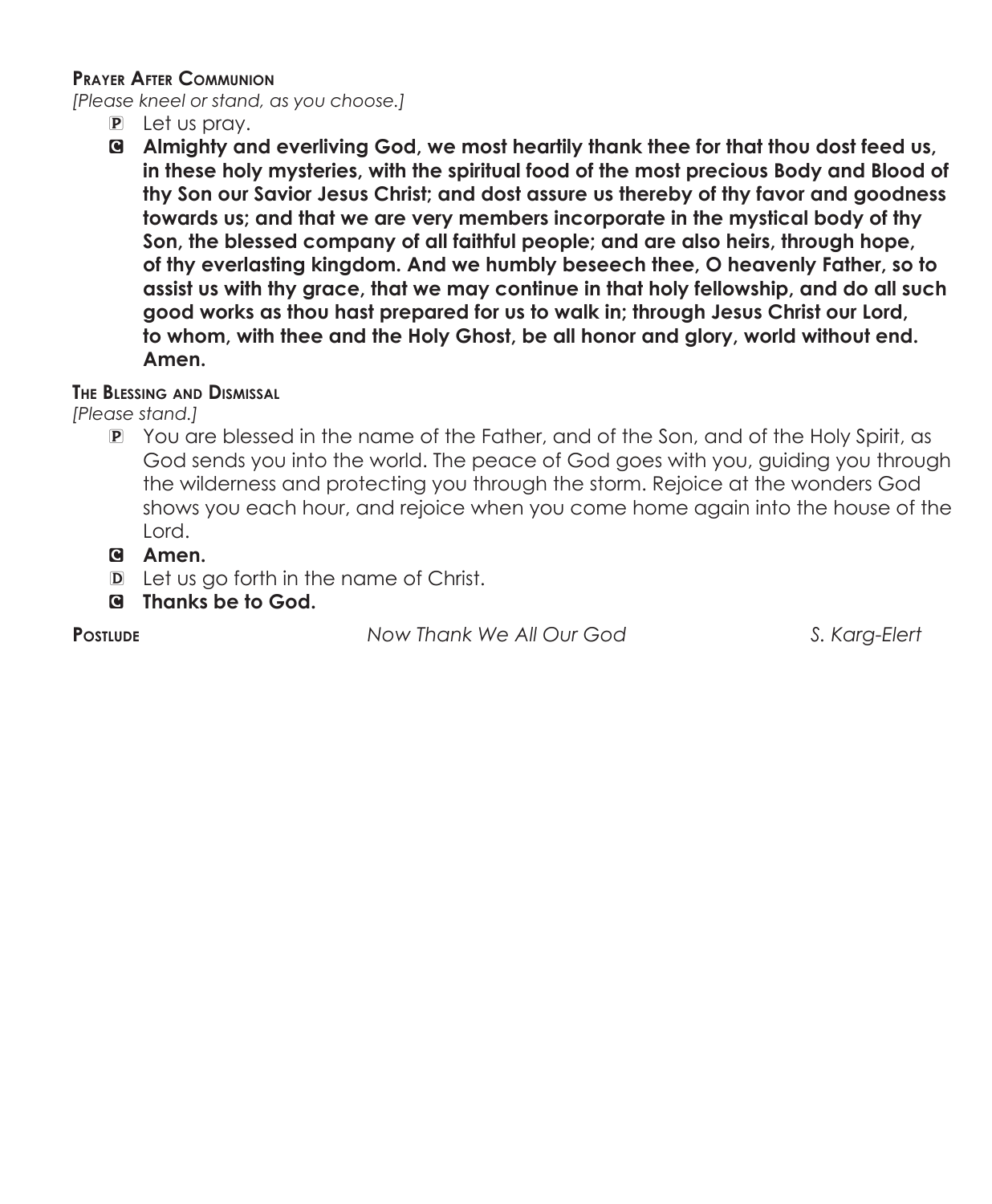### Prayer After Communion

*[Please kneel or stand, as you choose.]*

P Let us pray.

C **Almighty and everliving God, we most heartily thank thee for that thou dost feed us, in these holy mysteries, with the spiritual food of the most precious Body and Blood of thy Son our Savior Jesus Christ; and dost assure us thereby of thy favor and goodness towards us; and that we are very members incorporate in the mystical body of thy Son, the blessed company of all faithful people; and are also heirs, through hope, of thy everlasting kingdom. And we humbly beseech thee, O heavenly Father, so to assist us with thy grace, that we may continue in that holy fellowship, and do all such good works as thou hast prepared for us to walk in; through Jesus Christ our Lord, to whom, with thee and the Holy Ghost, be all honor and glory, world without end. Amen.**

### The Blessing and Dismissal

*[Please stand.]*

P You are blessed in the name of the Father, and of the Son, and of the Holy Spirit, as God sends you into the world. The peace of God goes with you, guiding you through the wilderness and protecting you through the storm. Rejoice at the wonders God shows you each hour, and rejoice when you come home again into the house of the Lord.

C **Amen.**

D Let us go forth in the name of Christ.

C **Thanks be to God.**

**Postlude** *Now Thank We All Our God* *S. Karg-Elert*